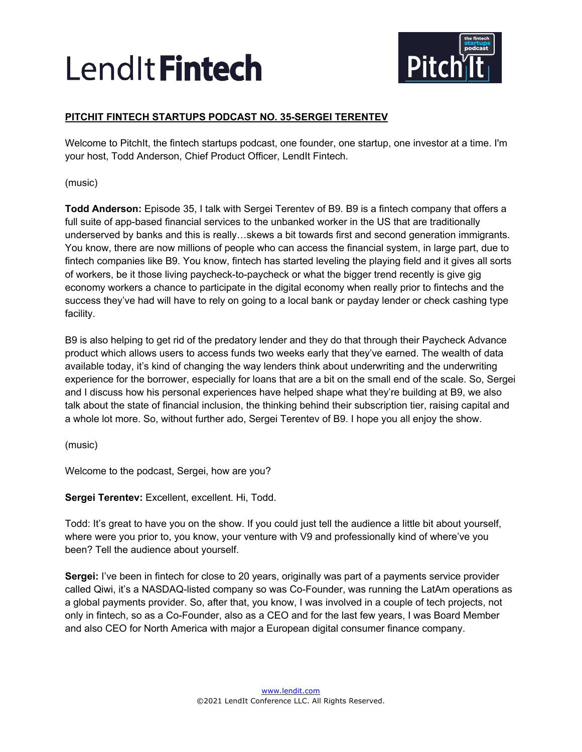**PITCHIT FINTECH STARTUPS PODCAST NO. 35-SERGEI TERENTEV**

Welcome to PitchIt, the fintech startups podcast, one founder, one startup, one investor at a time. I'm your host, Todd Anderson, Chief Product Officer, LendIt Fintech.

(music)

**Todd Anderson:** Episode 35, I talk with Sergei Terentev of B9. B9 is a fintech company that offers a full suite of app-based financial services to the unbanked worker in the US that are traditionally underserved by banks and this is really…skews a bit towards first and second generation immigrants. You know, there are now millions of people who can access the financial system, in large part, due to fintech companies like B9. You know, fintech has started leveling the playing field and it gives all sorts of workers, be it those living paycheck-to-paycheck or what the bigger trend recently is give gig economy workers a chance to participate in the digital economy when really prior to fintechs and the success they've had will have to rely on going to a local bank or payday lender or check cashing type facility.

B9 is also helping to get rid of the predatory lender and they do that through their Paycheck Advance product which allows users to access funds two weeks early that they've earned. The wealth of data available today, it's kind of changing the way lenders think about underwriting and the underwriting experience for the borrower, especially for loans that are a bit on the small end of the scale. So, Sergei and I discuss how his personal experiences have helped shape what they're building at B9, we also talk about the state of financial inclusion, the thinking behind their subscription tier, raising capital and a whole lot more. So, without further ado, Sergei Terentev of B9. I hope you all enjoy the show.

(music)

Welcome to the podcast, Sergei, how are you?

**Sergei Terentev:** Excellent, excellent. Hi, Todd.

Todd: It's great to have you on the show. If you could just tell the audience a little bit about yourself, where were you prior to, you know, your venture with V9 and professionally kind of where've you been? Tell the audience about yourself.

**Sergei:** I've been in fintech for close to 20 years, originally was part of a payments service provider called Qiwi, it's a NASDAQ-listed company so was Co-Founder, was running the LatAm operations as a global payments provider. So, after that, you know, I was involved in a couple of tech projects, not only in fintech, so as a Co-Founder, also as a CEO and for the last few years, I was Board Member and also CEO for North America with major a European digital consumer finance company.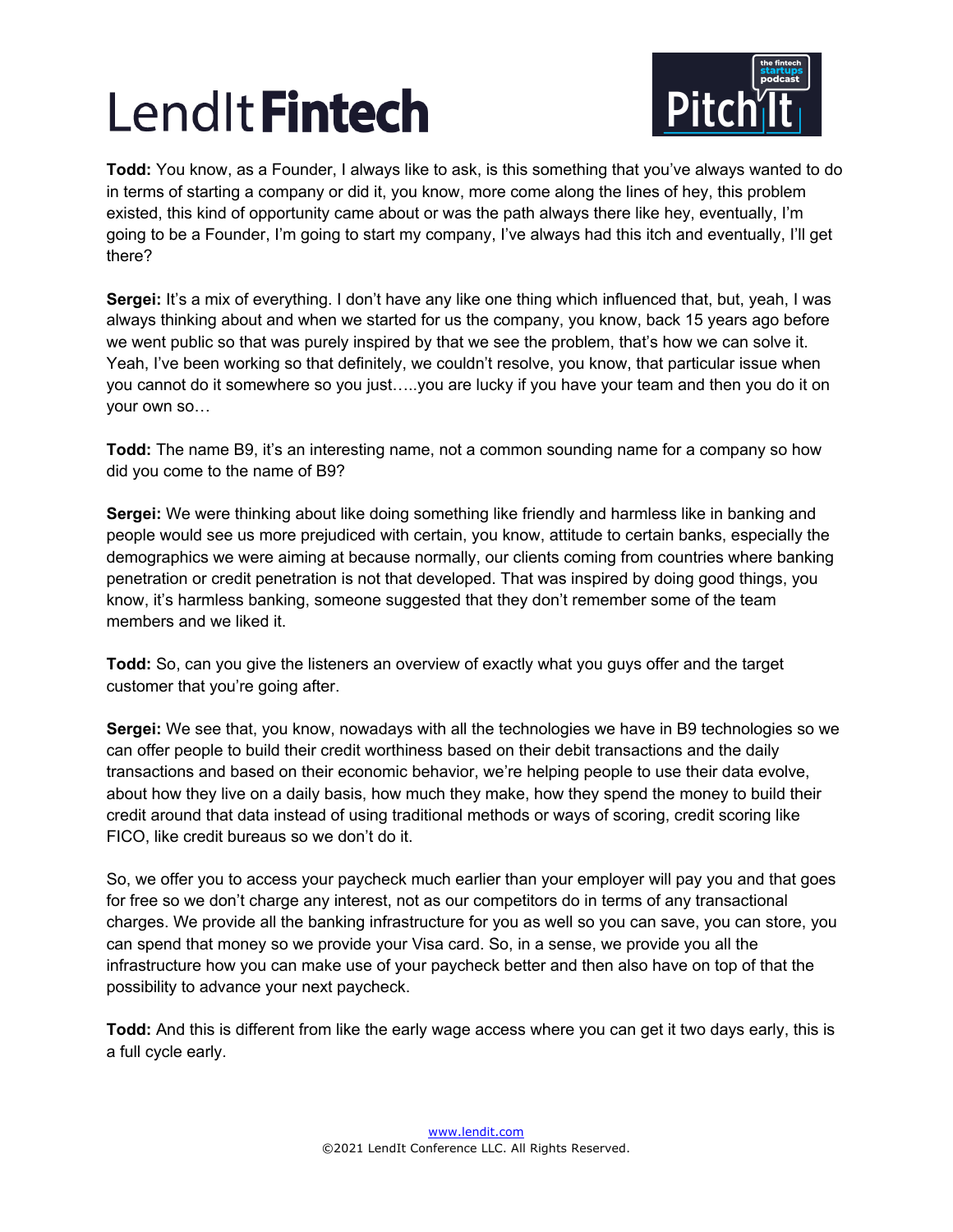**Todd:** You know, as a Founder, I always like to ask, is this something that you've always wanted to do in terms of starting a company or did it, you know, more come along the lines of hey, this problem existed, this kind of opportunity came about or was the path always there like hey, eventually, I'm going to be a Founder, I'm going to start my company, I've always had this itch and eventually, I'll get there?

**Sergei:** It's a mix of everything. I don't have any like one thing which influenced that, but, yeah, I was always thinking about and when we started for us the company, you know, back 15 years ago before we went public so that was purely inspired by that we see the problem, that's how we can solve it. Yeah, I've been working so that definitely, we couldn't resolve, you know, that particular issue when you cannot do it somewhere so you just…..you are lucky if you have your team and then you do it on your own so…

**Todd:** The name B9, it's an interesting name, not a common sounding name for a company so how did you come to the name of B9?

**Sergei:** We were thinking about like doing something like friendly and harmless like in banking and people would see us more prejudiced with certain, you know, attitude to certain banks, especially the demographics we were aiming at because normally, our clients coming from countries where banking penetration or credit penetration is not that developed. That was inspired by doing good things, you know, it's harmless banking, someone suggested that they don't remember some of the team members and we liked it.

**Todd:** So, can you give the listeners an overview of exactly what you guys offer and the target customer that you're going after.

**Sergei:** We see that, you know, nowadays with all the technologies we have in B9 technologies so we can offer people to build their credit worthiness based on their debit transactions and the daily transactions and based on their economic behavior, we're helping people to use their data evolve, about how they live on a daily basis, how much they make, how they spend the money to build their credit around that data instead of using traditional methods or ways of scoring, credit scoring like FICO, like credit bureaus so we don't do it.

So, we offer you to access your paycheck much earlier than your employer will pay you and that goes for free so we don't charge any interest, not as our competitors do in terms of any transactional charges. We provide all the banking infrastructure for you as well so you can save, you can store, you can spend that money so we provide your Visa card. So, in a sense, we provide you all the infrastructure how you can make use of your paycheck better and then also have on top of that the possibility to advance your next paycheck.

**Todd:** And this is different from like the early wage access where you can get it two days early, this is a full cycle early.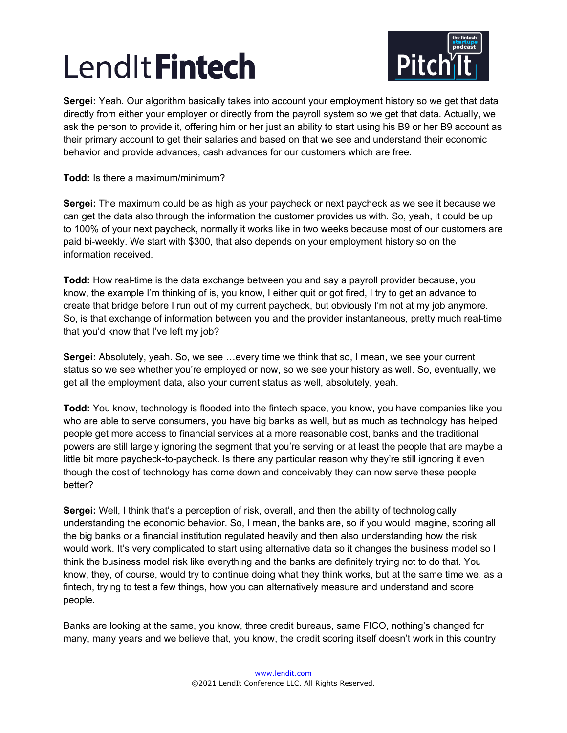**Sergei:** Yeah. Our algorithm basically takes into account your employment history so we get that data directly from either your employer or directly from the payroll system so we get that data. Actually, we ask the person to provide it, offering him or her just an ability to start using his B9 or her B9 account as their primary account to get their salaries and based on that we see and understand their economic behavior and provide advances, cash advances for our customers which are free.

**Todd:** Is there a maximum/minimum?

**Sergei:** The maximum could be as high as your paycheck or next paycheck as we see it because we can get the data also through the information the customer provides us with. So, yeah, it could be up to 100% of your next paycheck, normally it works like in two weeks because most of our customers are paid bi-weekly. We start with $300, that also depends on your employment history so on the information received.

**Todd:** How real-time is the data exchange between you and say a payroll provider because, you know, the example I'm thinking of is, you know, I either quit or got fired, I try to get an advance to create that bridge before I run out of my current paycheck, but obviously I'm not at my job anymore. So, is that exchange of information between you and the provider instantaneous, pretty much real-time that you'd know that I've left my job?

**Sergei:** Absolutely, yeah. So, we see …every time we think that so, I mean, we see your current status so we see whether you're employed or now, so we see your history as well. So, eventually, we get all the employment data, also your current status as well, absolutely, yeah.

**Todd:** You know, technology is flooded into the fintech space, you know, you have companies like you who are able to serve consumers, you have big banks as well, but as much as technology has helped people get more access to financial services at a more reasonable cost, banks and the traditional powers are still largely ignoring the segment that you're serving or at least the people that are maybe a little bit more paycheck-to-paycheck. Is there any particular reason why they're still ignoring it even though the cost of technology has come down and conceivably they can now serve these people better?

**Sergei:** Well, I think that's a perception of risk, overall, and then the ability of technologically understanding the economic behavior. So, I mean, the banks are, so if you would imagine, scoring all the big banks or a financial institution regulated heavily and then also understanding how the risk would work. It's very complicated to start using alternative data so it changes the business model so I think the business model risk like everything and the banks are definitely trying not to do that. You know, they, of course, would try to continue doing what they think works, but at the same time we, as a fintech, trying to test a few things, how you can alternatively measure and understand and score people.

Banks are looking at the same, you know, three credit bureaus, same FICO, nothing's changed for many, many years and we believe that, you know, the credit scoring itself doesn't work in this country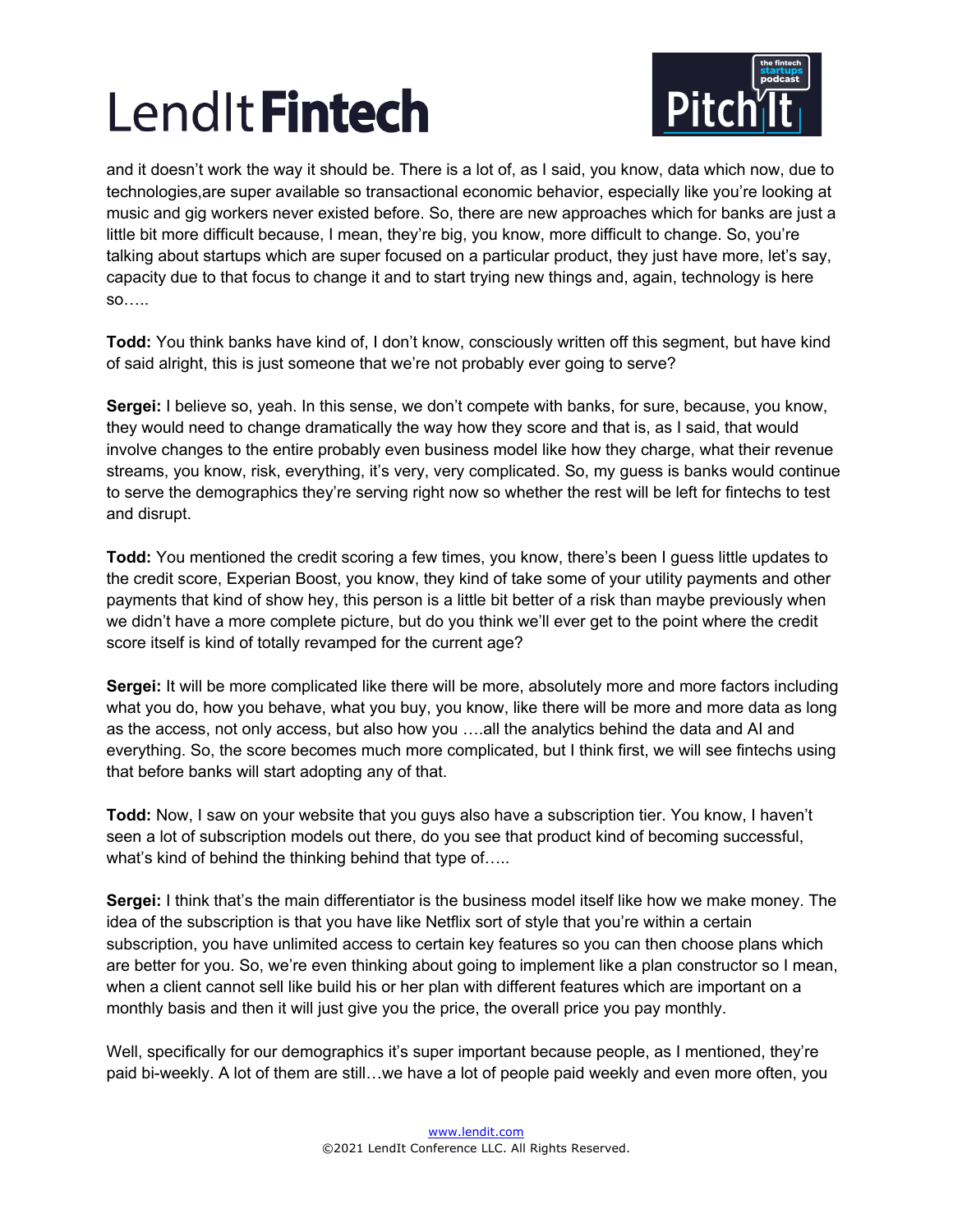and it doesn't work the way it should be. There is a lot of, as I said, you know, data which now, due to technologies,are super available so transactional economic behavior, especially like you're looking at music and gig workers never existed before. So, there are new approaches which for banks are just a little bit more difficult because, I mean, they're big, you know, more difficult to change. So, you're talking about startups which are super focused on a particular product, they just have more, let's say, capacity due to that focus to change it and to start trying new things and, again, technology is here so…..

**Todd:** You think banks have kind of, I don't know, consciously written off this segment, but have kind of said alright, this is just someone that we're not probably ever going to serve?

**Sergei:** I believe so, yeah. In this sense, we don't compete with banks, for sure, because, you know, they would need to change dramatically the way how they score and that is, as I said, that would involve changes to the entire probably even business model like how they charge, what their revenue streams, you know, risk, everything, it's very, very complicated. So, my guess is banks would continue to serve the demographics they're serving right now so whether the rest will be left for fintechs to test and disrupt.

**Todd:** You mentioned the credit scoring a few times, you know, there's been I guess little updates to the credit score, Experian Boost, you know, they kind of take some of your utility payments and other payments that kind of show hey, this person is a little bit better of a risk than maybe previously when we didn't have a more complete picture, but do you think we'll ever get to the point where the credit score itself is kind of totally revamped for the current age?

**Sergei:** It will be more complicated like there will be more, absolutely more and more factors including what you do, how you behave, what you buy, you know, like there will be more and more data as long as the access, not only access, but also how you ….all the analytics behind the data and AI and everything. So, the score becomes much more complicated, but I think first, we will see fintechs using that before banks will start adopting any of that.

**Todd:** Now, I saw on your website that you guys also have a subscription tier. You know, I haven't seen a lot of subscription models out there, do you see that product kind of becoming successful, what's kind of behind the thinking behind that type of…..

**Sergei:** I think that's the main differentiator is the business model itself like how we make money. The idea of the subscription is that you have like Netflix sort of style that you're within a certain subscription, you have unlimited access to certain key features so you can then choose plans which are better for you. So, we're even thinking about going to implement like a plan constructor so I mean, when a client cannot sell like build his or her plan with different features which are important on a monthly basis and then it will just give you the price, the overall price you pay monthly.

Well, specifically for our demographics it's super important because people, as I mentioned, they're paid bi-weekly. A lot of them are still…we have a lot of people paid weekly and even more often, you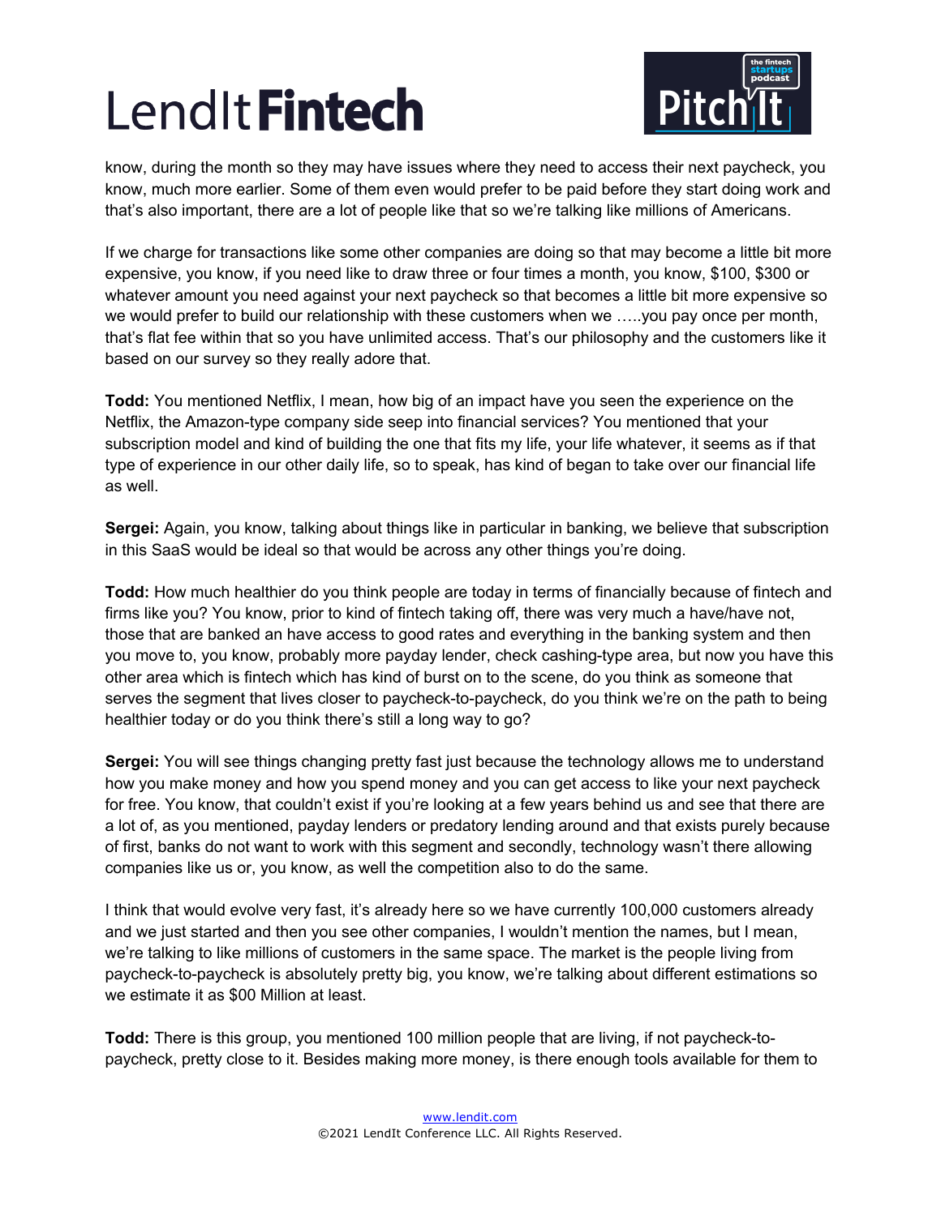know, during the month so they may have issues where they need to access their next paycheck, you know, much more earlier. Some of them even would prefer to be paid before they start doing work and that's also important, there are a lot of people like that so we're talking like millions of Americans.

If we charge for transactions like some other companies are doing so that may become a little bit more expensive, you know, if you need like to draw three or four times a month, you know, $100, $300 or whatever amount you need against your next paycheck so that becomes a little bit more expensive so we would prefer to build our relationship with these customers when we …..you pay once per month, that's flat fee within that so you have unlimited access. That's our philosophy and the customers like it based on our survey so they really adore that.

**Todd:** You mentioned Netflix, I mean, how big of an impact have you seen the experience on the Netflix, the Amazon-type company side seep into financial services? You mentioned that your subscription model and kind of building the one that fits my life, your life whatever, it seems as if that type of experience in our other daily life, so to speak, has kind of began to take over our financial life as well.

**Sergei:** Again, you know, talking about things like in particular in banking, we believe that subscription in this SaaS would be ideal so that would be across any other things you're doing.

**Todd:** How much healthier do you think people are today in terms of financially because of fintech and firms like you? You know, prior to kind of fintech taking off, there was very much a have/have not, those that are banked an have access to good rates and everything in the banking system and then you move to, you know, probably more payday lender, check cashing-type area, but now you have this other area which is fintech which has kind of burst on to the scene, do you think as someone that serves the segment that lives closer to paycheck-to-paycheck, do you think we're on the path to being healthier today or do you think there's still a long way to go?

**Sergei:** You will see things changing pretty fast just because the technology allows me to understand how you make money and how you spend money and you can get access to like your next paycheck for free. You know, that couldn't exist if you're looking at a few years behind us and see that there are a lot of, as you mentioned, payday lenders or predatory lending around and that exists purely because of first, banks do not want to work with this segment and secondly, technology wasn't there allowing companies like us or, you know, as well the competition also to do the same.

I think that would evolve very fast, it's already here so we have currently 100,000 customers already and we just started and then you see other companies, I wouldn't mention the names, but I mean, we're talking to like millions of customers in the same space. The market is the people living from paycheck-to-paycheck is absolutely pretty big, you know, we're talking about different estimations so we estimate it as $00 Million at least.

**Todd:** There is this group, you mentioned 100 million people that are living, if not paycheck-to-paycheck, pretty close to it. Besides making more money, is there enough tools available for them to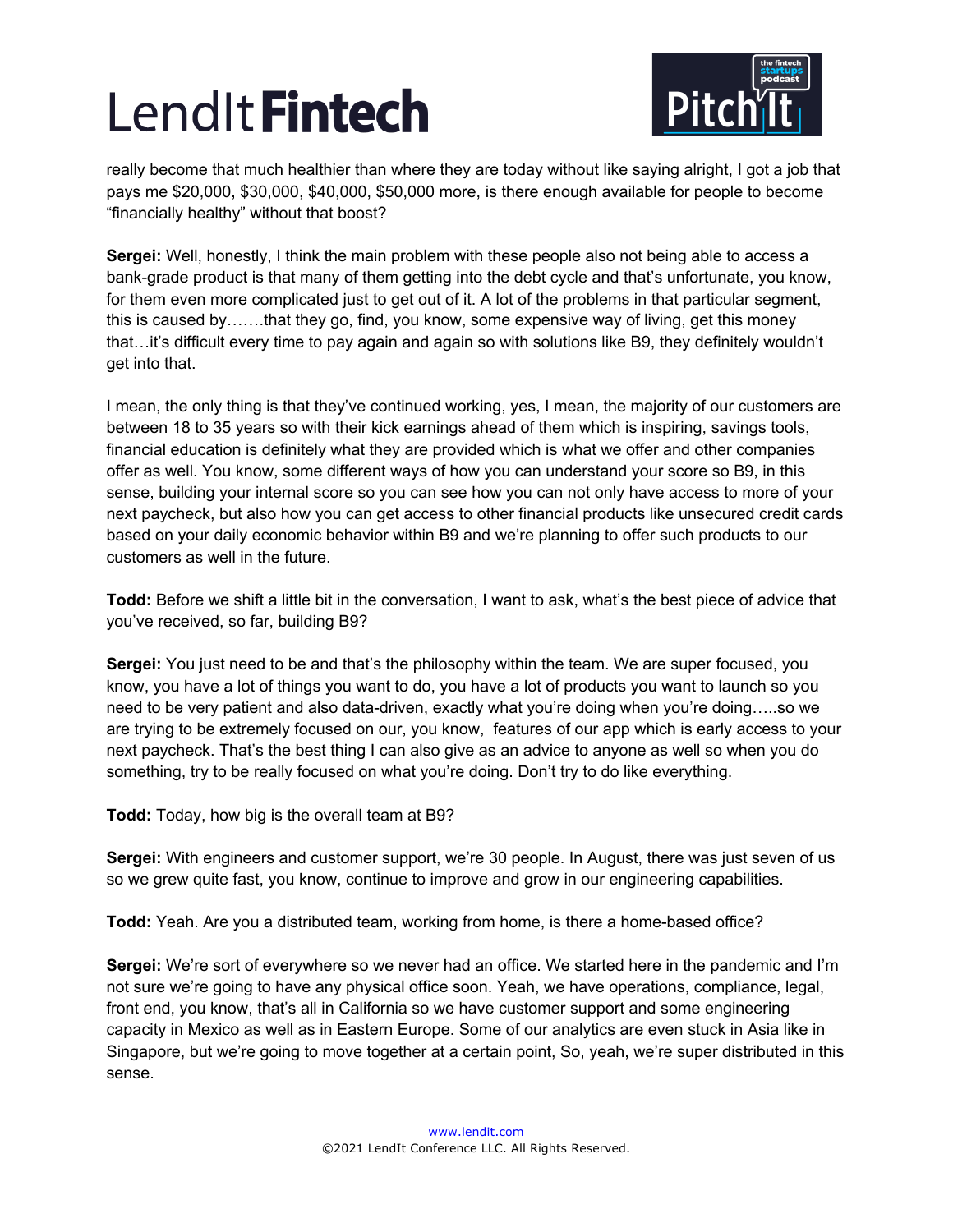really become that much healthier than where they are today without like saying alright, I got a job that pays me $20,000, $30,000, $40,000, $50,000 more, is there enough available for people to become "financially healthy" without that boost?

**Sergei:** Well, honestly, I think the main problem with these people also not being able to access a bank-grade product is that many of them getting into the debt cycle and that's unfortunate, you know, for them even more complicated just to get out of it. A lot of the problems in that particular segment, this is caused by…….that they go, find, you know, some expensive way of living, get this money that…it's difficult every time to pay again and again so with solutions like B9, they definitely wouldn't get into that.

I mean, the only thing is that they've continued working, yes, I mean, the majority of our customers are between 18 to 35 years so with their kick earnings ahead of them which is inspiring, savings tools, financial education is definitely what they are provided which is what we offer and other companies offer as well. You know, some different ways of how you can understand your score so B9, in this sense, building your internal score so you can see how you can not only have access to more of your next paycheck, but also how you can get access to other financial products like unsecured credit cards based on your daily economic behavior within B9 and we're planning to offer such products to our customers as well in the future.

**Todd:** Before we shift a little bit in the conversation, I want to ask, what's the best piece of advice that you've received, so far, building B9?

**Sergei:** You just need to be and that's the philosophy within the team. We are super focused, you know, you have a lot of things you want to do, you have a lot of products you want to launch so you need to be very patient and also data-driven, exactly what you're doing when you're doing…..so we are trying to be extremely focused on our, you know, features of our app which is early access to your next paycheck. That's the best thing I can also give as an advice to anyone as well so when you do something, try to be really focused on what you're doing. Don't try to do like everything.

**Todd:** Today, how big is the overall team at B9?

**Sergei:** With engineers and customer support, we're 30 people. In August, there was just seven of us so we grew quite fast, you know, continue to improve and grow in our engineering capabilities.

**Todd:** Yeah. Are you a distributed team, working from home, is there a home-based office?

**Sergei:** We're sort of everywhere so we never had an office. We started here in the pandemic and I'm not sure we're going to have any physical office soon. Yeah, we have operations, compliance, legal, front end, you know, that's all in California so we have customer support and some engineering capacity in Mexico as well as in Eastern Europe. Some of our analytics are even stuck in Asia like in Singapore, but we're going to move together at a certain point, So, yeah, we're super distributed in this sense.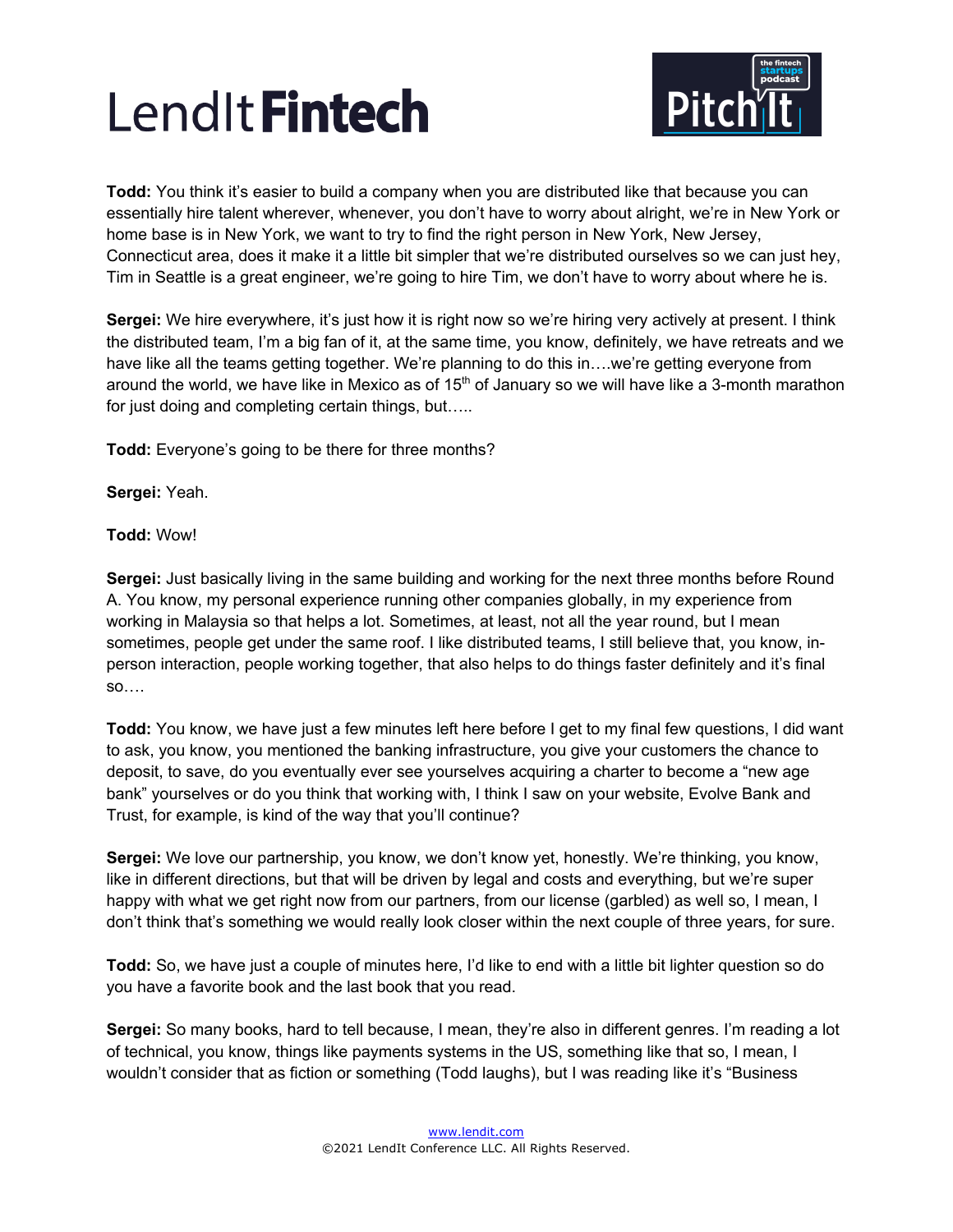**Todd:** You think it's easier to build a company when you are distributed like that because you can essentially hire talent wherever, whenever, you don't have to worry about alright, we're in New York or home base is in New York, we want to try to find the right person in New York, New Jersey, Connecticut area, does it make it a little bit simpler that we're distributed ourselves so we can just hey, Tim in Seattle is a great engineer, we're going to hire Tim, we don't have to worry about where he is.

**Sergei:** We hire everywhere, it's just how it is right now so we're hiring very actively at present. I think the distributed team, I'm a big fan of it, at the same time, you know, definitely, we have retreats and we have like all the teams getting together. We're planning to do this in….we're getting everyone from around the world, we have like in Mexico as of 15th of January so we will have like a 3-month marathon for just doing and completing certain things, but…..

**Todd:** Everyone's going to be there for three months?

**Sergei:** Yeah.

**Todd:** Wow!

**Sergei:** Just basically living in the same building and working for the next three months before Round A. You know, my personal experience running other companies globally, in my experience from working in Malaysia so that helps a lot. Sometimes, at least, not all the year round, but I mean sometimes, people get under the same roof. I like distributed teams, I still believe that, you know, in-person interaction, people working together, that also helps to do things faster definitely and it's final so….

**Todd:** You know, we have just a few minutes left here before I get to my final few questions, I did want to ask, you know, you mentioned the banking infrastructure, you give your customers the chance to deposit, to save, do you eventually ever see yourselves acquiring a charter to become a "new age bank" yourselves or do you think that working with, I think I saw on your website, Evolve Bank and Trust, for example, is kind of the way that you'll continue?

**Sergei:** We love our partnership, you know, we don't know yet, honestly. We're thinking, you know, like in different directions, but that will be driven by legal and costs and everything, but we're super happy with what we get right now from our partners, from our license (garbled) as well so, I mean, I don't think that's something we would really look closer within the next couple of three years, for sure.

**Todd:** So, we have just a couple of minutes here, I'd like to end with a little bit lighter question so do you have a favorite book and the last book that you read.

**Sergei:** So many books, hard to tell because, I mean, they're also in different genres. I'm reading a lot of technical, you know, things like payments systems in the US, something like that so, I mean, I wouldn't consider that as fiction or something (Todd laughs), but I was reading like it's "Business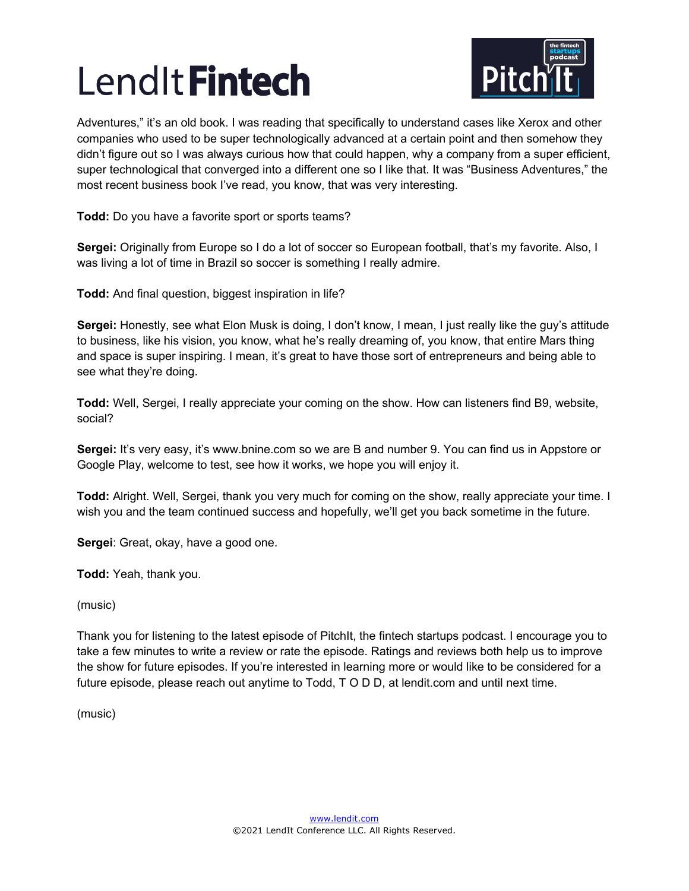Adventures," it's an old book. I was reading that specifically to understand cases like Xerox and other companies who used to be super technologically advanced at a certain point and then somehow they didn't figure out so I was always curious how that could happen, why a company from a super efficient, super technological that converged into a different one so I like that. It was "Business Adventures," the most recent business book I've read, you know, that was very interesting.

**Todd:** Do you have a favorite sport or sports teams?

**Sergei:** Originally from Europe so I do a lot of soccer so European football, that's my favorite. Also, I was living a lot of time in Brazil so soccer is something I really admire.

**Todd:** And final question, biggest inspiration in life?

**Sergei:** Honestly, see what Elon Musk is doing, I don't know, I mean, I just really like the guy's attitude to business, like his vision, you know, what he's really dreaming of, you know, that entire Mars thing and space is super inspiring. I mean, it's great to have those sort of entrepreneurs and being able to see what they're doing.

**Todd:** Well, Sergei, I really appreciate your coming on the show. How can listeners find B9, website, social?

**Sergei:** It's very easy, it's www.bnine.com so we are B and number 9. You can find us in Appstore or Google Play, welcome to test, see how it works, we hope you will enjoy it.

**Todd:** Alright. Well, Sergei, thank you very much for coming on the show, really appreciate your time. I wish you and the team continued success and hopefully, we'll get you back sometime in the future.

**Sergei**: Great, okay, have a good one.

**Todd:** Yeah, thank you.

(music)

Thank you for listening to the latest episode of PitchIt, the fintech startups podcast. I encourage you to take a few minutes to write a review or rate the episode. Ratings and reviews both help us to improve the show for future episodes. If you're interested in learning more or would like to be considered for a future episode, please reach out anytime to Todd, T O D D, at lendit.com and until next time.

(music)